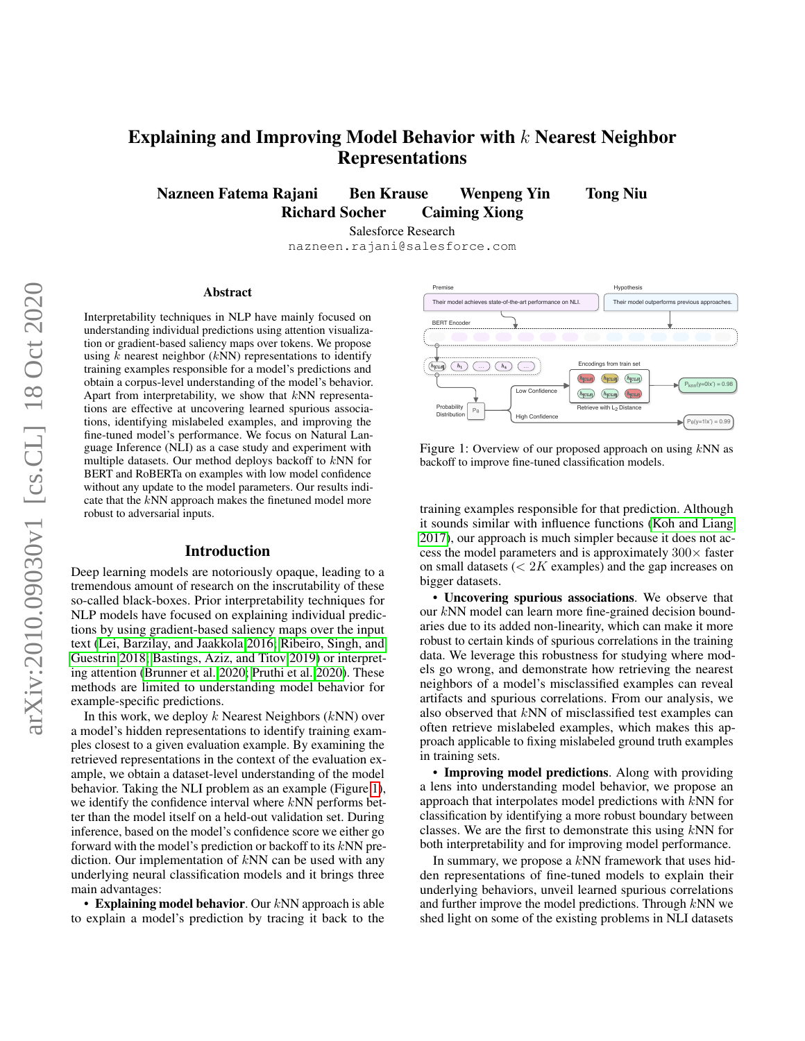# Explaining and Improving Model Behavior with $k$ Nearest Neighbor Representations

**Nazneen Fatema Rajani Ben Krause Wenpeng Yin Tong Niu Richard Socher Caiming Xiong**

Salesforce Research

nazneen.rajani@salesforce.com

## Abstract

Interpretability techniques in NLP have mainly focused on understanding individual predictions using attention visualization or gradient-based saliency maps over tokens. We propose using $k$ nearest neighbor ($k$NN) representations to identify training examples responsible for a model's predictions and obtain a corpus-level understanding of the model's behavior. Apart from interpretability, we show that $k$NN representations are effective at uncovering learned spurious associations, identifying mislabeled examples, and improving the fine-tuned model's performance. We focus on Natural Language Inference (NLI) as a case study and experiment with multiple datasets. Our method deploys backoff to $k$NN for BERT and RoBERTa on examples with low model confidence without any update to the model parameters. Our results indicate that the $k$NN approach makes the finetuned model more robust to adversarial inputs.

## Introduction

Deep learning models are notoriously opaque, leading to a tremendous amount of research on the inscrutability of these so-called black-boxes. Prior interpretability techniques for NLP models have focused on explaining individual predictions by using gradient-based saliency maps over the input text (Lei, Barzilay, and Jaakkola 2016; Ribeiro, Singh, and Guestrin 2018; Bastings, Aziz, and Titov 2019) or interpreting attention (Brunner et al. 2020; Pruthi et al. 2020). These methods are limited to understanding model behavior for example-specific predictions.

In this work, we deploy $k$ Nearest Neighbors ($k$NN) over a model's hidden representations to identify training examples closest to a given evaluation example. By examining the retrieved representations in the context of the evaluation example, we obtain a dataset-level understanding of the model behavior. Taking the NLI problem as an example (Figure 1), we identify the confidence interval where $k$NN performs better than the model itself on a held-out validation set. During inference, based on the model's confidence score we either go forward with the model's prediction or backoff to its $k$NN prediction. Our implementation of $k$NN can be used with any underlying neural classification models and it brings three main advantages:

- **Explaining model behavior**. Our $k$NN approach is able to explain a model's prediction by tracing it back to the training examples responsible for that prediction. Although it sounds similar with influence functions (Koh and Liang 2017), our approach is much simpler because it does not access the model parameters and is approximately $300\times$ faster on small datasets ($< 2K$ examples) and the gap increases on bigger datasets.
- **Uncovering spurious associations**. We observe that our $k$NN model can learn more fine-grained decision boundaries due to its added non-linearity, which can make it more robust to certain kinds of spurious correlations in the training data. We leverage this robustness for studying where models go wrong, and demonstrate how retrieving the nearest neighbors of a model's misclassified examples can reveal artifacts and spurious correlations. From our analysis, we also observed that $k$NN of misclassified test examples can often retrieve mislabeled examples, which makes this approach applicable to fixing mislabeled ground truth examples in training sets.
- **Improving model predictions**. Along with providing a lens into understanding model behavior, we propose an approach that interpolates model predictions with $k$NN for classification by identifying a more robust boundary between classes. We are the first to demonstrate this using $k$NN for both interpretability and for improving model performance.

Figure 1: Overview of our proposed approach on using $k$NN as backoff to improve fine-tuned classification models.

In summary, we propose a $k$NN framework that uses hidden representations of fine-tuned models to explain their underlying behaviors, unveil learned spurious correlations and further improve the model predictions. Through $k$NN we shed light on some of the existing problems in NLI datasets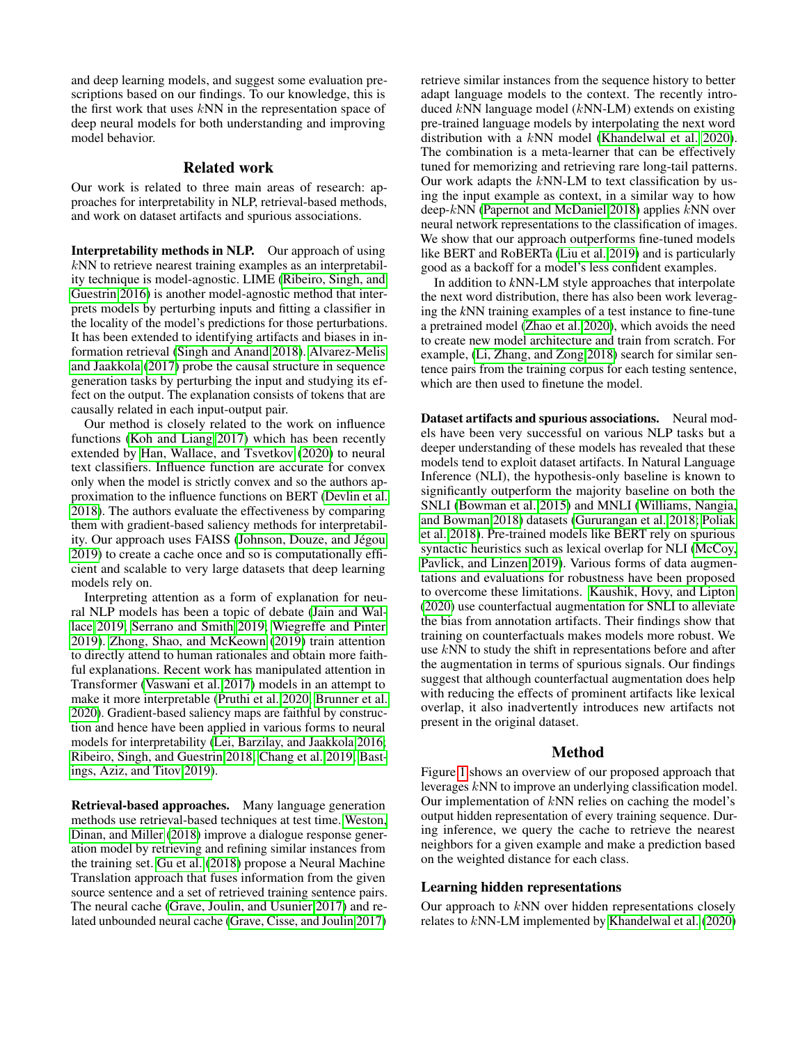and deep learning models, and suggest some evaluation prescriptions based on our findings. To our knowledge, this is the first work that uses $k$NN in the representation space of deep neural models for both understanding and improving model behavior.

## Related work

Our work is related to three main areas of research: approaches for interpretability in NLP, retrieval-based methods, and work on dataset artifacts and spurious associations.

**Interpretability methods in NLP.** Our approach of using $k$NN to retrieve nearest training examples as an interpretability technique is model-agnostic. LIME (Ribeiro, Singh, and Guestrin 2016) is another model-agnostic method that interprets models by perturbing inputs and fitting a classifier in the locality of the model's predictions for those perturbations. It has been extended to identifying artifacts and biases in information retrieval (Singh and Anand 2018). Alvarez-Melis and Jaakkola (2017) probe the causal structure in sequence generation tasks by perturbing the input and studying its effect on the output. The explanation consists of tokens that are causally related in each input-output pair.

Our method is closely related to the work on influence functions (Koh and Liang 2017) which has been recently extended by Han, Wallace, and Tsvetkov (2020) to neural text classifiers. Influence function are accurate for convex only when the model is strictly convex and so the authors approximation to the influence functions on BERT (Devlin et al. 2018). The authors evaluate the effectiveness by comparing them with gradient-based saliency methods for interpretability. Our approach uses FAISS (Johnson, Douze, and Jégou 2019) to create a cache once and so is computationally efficient and scalable to very large datasets that deep learning models rely on.

Interpreting attention as a form of explanation for neural NLP models has been a topic of debate (Jain and Wallace 2019; Serrano and Smith 2019; Wiegreffe and Pinter 2019). Zhong, Shao, and McKeown (2019) train attention to directly attend to human rationales and obtain more faithful explanations. Recent work has manipulated attention in Transformer (Vaswani et al. 2017) models in an attempt to make it more interpretable (Pruthi et al. 2020; Brunner et al. 2020). Gradient-based saliency maps are faithful by construction and hence have been applied in various forms to neural models for interpretability (Lei, Barzilay, and Jaakkola 2016; Ribeiro, Singh, and Guestrin 2018; Chang et al. 2019; Bastings, Aziz, and Titov 2019).

**Retrieval-based approaches.** Many language generation methods use retrieval-based techniques at test time. Weston, Dinan, and Miller (2018) improve a dialogue response generation model by retrieving and refining similar instances from the training set. Gu et al. (2018) propose a Neural Machine Translation approach that fuses information from the given source sentence and a set of retrieved training sentence pairs. The neural cache (Grave, Joulin, and Usunier 2017) and related unbounded neural cache (Grave, Cisse, and Joulin 2017) retrieve similar instances from the sequence history to better adapt language models to the context. The recently introduced $k$NN language model ($k$NN-LM) extends on existing pre-trained language models by interpolating the next word distribution with a $k$NN model (Khandelwal et al. 2020). The combination is a meta-learner that can be effectively tuned for memorizing and retrieving rare long-tail patterns. Our work adapts the $k$NN-LM to text classification by using the input example as context, in a similar way to how deep-$k$NN (Papernot and McDaniel 2018) applies $k$NN over neural network representations to the classification of images. We show that our approach outperforms fine-tuned models like BERT and RoBERTa (Liu et al. 2019) and is particularly good as a backoff for a model's less confident examples.

In addition to $k$NN-LM style approaches that interpolate the next word distribution, there has also been work leveraging the $k$NN training examples of a test instance to fine-tune a pretrained model (Zhao et al. 2020), which avoids the need to create new model architecture and train from scratch. For example, (Li, Zhang, and Zong 2018) search for similar sentence pairs from the training corpus for each testing sentence, which are then used to finetune the model.

**Dataset artifacts and spurious associations.** Neural models have been very successful on various NLP tasks but a deeper understanding of these models has revealed that these models tend to exploit dataset artifacts. In Natural Language Inference (NLI), the hypothesis-only baseline is known to significantly outperform the majority baseline on both the SNLI (Bowman et al. 2015) and MNLI (Williams, Nangia, and Bowman 2018) datasets (Gururangan et al. 2018; Poliak et al. 2018). Pre-trained models like BERT rely on spurious syntactic heuristics such as lexical overlap for NLI (McCoy, Pavlick, and Linzen 2019). Various forms of data augmentations and evaluations for robustness have been proposed to overcome these limitations. Kaushik, Hovy, and Lipton (2020) use counterfactual augmentation for SNLI to alleviate the bias from annotation artifacts. Their findings show that training on counterfactuals makes models more robust. We use $k$NN to study the shift in representations before and after the augmentation in terms of spurious signals. Our findings suggest that although counterfactual augmentation does help with reducing the effects of prominent artifacts like lexical overlap, it also inadvertently introduces new artifacts not present in the original dataset.

## Method

Figure 1 shows an overview of our proposed approach that leverages $k$NN to improve an underlying classification model. Our implementation of $k$NN relies on caching the model's output hidden representation of every training sequence. During inference, we query the cache to retrieve the nearest neighbors for a given example and make a prediction based on the weighted distance for each class.

### Learning hidden representations

Our approach to $k$NN over hidden representations closely relates to $k$NN-LM implemented by Khandelwal et al. (2020)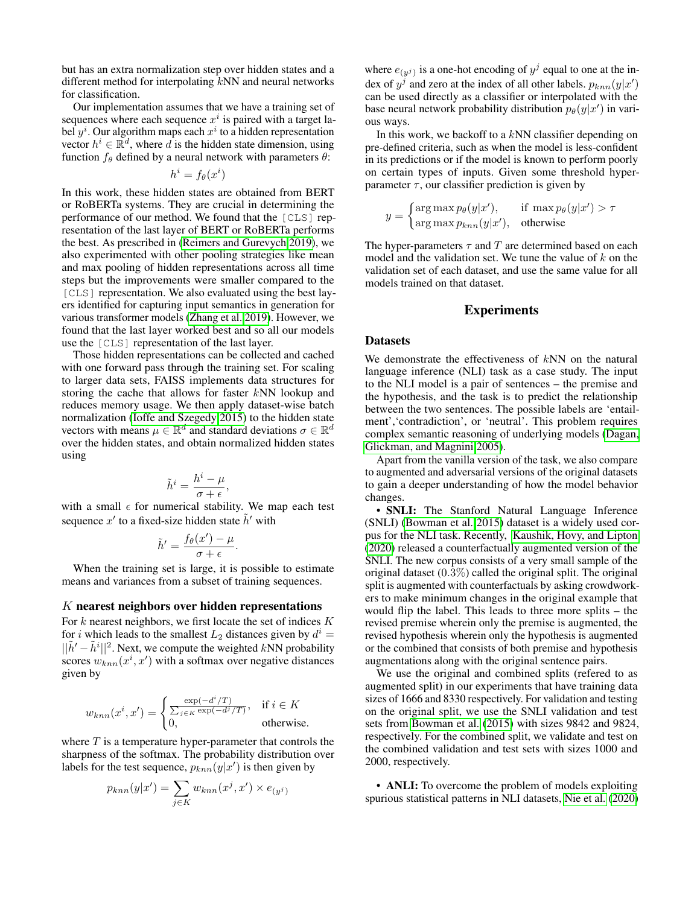but has an extra normalization step over hidden states and a different method for interpolating $k$NN and neural networks for classification.

Our implementation assumes that we have a training set of sequences where each sequence $x^i$ is paired with a target label $y^i$. Our algorithm maps each $x^i$ to a hidden representation vector $h^i \in \mathbb{R}^d$, where $d$ is the hidden state dimension, using function $f_\theta$ defined by a neural network with parameters $\theta$:

$$h^i = f_\theta(x^i)$$

In this work, these hidden states are obtained from BERT or RoBERTa systems. They are crucial in determining the performance of our method. We found that the `[CLS]` representation of the last layer of BERT or RoBERTa performs the best. As prescribed in (Reimers and Gurevych 2019), we also experimented with other pooling strategies like mean and max pooling of hidden representations across all time steps but the improvements were smaller compared to the `[CLS]` representation. We also evaluated using the best layers identified for capturing input semantics in generation for various transformer models (Zhang et al. 2019). However, we found that the last layer worked best and so all our models use the `[CLS]` representation of the last layer.

Those hidden representations can be collected and cached with one forward pass through the training set. For scaling to larger data sets, FAISS implements data structures for storing the cache that allows for faster $k$NN lookup and reduces memory usage. We then apply dataset-wise batch normalization (Ioffe and Szegedy 2015) to the hidden state vectors with means $\mu \in \mathbb{R}^d$ and standard deviations $\sigma \in \mathbb{R}^d$ over the hidden states, and obtain normalized hidden states using

$$\tilde{h}^i = \frac{h^i - \mu}{\sigma + \epsilon},$$

with a small $\epsilon$ for numerical stability. We map each test sequence $x'$ to a fixed-size hidden state $\tilde{h}'$ with

$$\tilde{h}' = \frac{f_\theta(x') - \mu}{\sigma + \epsilon}.$$

When the training set is large, it is possible to estimate means and variances from a subset of training sequences.

### $K$ nearest neighbors over hidden representations

For $k$ nearest neighbors, we first locate the set of indices $K$ for $i$ which leads to the smallest $L_2$ distances given by $d^i = ||\tilde{h}' - \tilde{h}^i||^2$. Next, we compute the weighted $k$NN probability scores $w_{knn}(x^i, x')$ with a softmax over negative distances given by

$$w_{knn}(x^i, x') = \begin{cases} \frac{\exp(-d^i/T)}{\sum_{j \in K} \exp(-d^j/T)}, & \text{if } i \in K \\ 0, & \text{otherwise.} \end{cases}$$

where $T$ is a temperature hyper-parameter that controls the sharpness of the softmax. The probability distribution over labels for the test sequence, $p_{knn}(y|x')$ is then given by

$$p_{knn}(y|x') = \sum_{j \in K} w_{knn}(x^j, x') \times e_{(y^j)}$$

where $e_{(y^j)}$ is a one-hot encoding of $y^j$ equal to one at the index of $y^j$ and zero at the index of all other labels. $p_{knn}(y|x')$ can be used directly as a classifier or interpolated with the base neural network probability distribution $p_\theta(y|x')$ in various ways.

In this work, we backoff to a $k$NN classifier depending on pre-defined criteria, such as when the model is less-confident in its predictions or if the model is known to perform poorly on certain types of inputs. Given some threshold hyper-parameter $\tau$, our classifier prediction is given by

$$y = \begin{cases} \arg\max p_\theta(y|x'), & \text{if } \max p_\theta(y|x') > \tau \\ \arg\max p_{knn}(y|x'), & \text{otherwise} \end{cases}$$

The hyper-parameters $\tau$ and $T$ are determined based on each model and the validation set. We tune the value of $k$ on the validation set of each dataset, and use the same value for all models trained on that dataset.

## Experiments

### Datasets

We demonstrate the effectiveness of $k$NN on the natural language inference (NLI) task as a case study. The input to the NLI model is a pair of sentences – the premise and the hypothesis, and the task is to predict the relationship between the two sentences. The possible labels are 'entailment','contradiction', or 'neutral'. This problem requires complex semantic reasoning of underlying models (Dagan, Glickman, and Magnini 2005).

Apart from the vanilla version of the task, we also compare to augmented and adversarial versions of the original datasets to gain a deeper understanding of how the model behavior changes.

- **SNLI:** The Stanford Natural Language Inference (SNLI) (Bowman et al. 2015) dataset is a widely used corpus for the NLI task. Recently, Kaushik, Hovy, and Lipton (2020) released a counterfactually augmented version of the SNLI. The new corpus consists of a very small sample of the original dataset ($0.3\%$) called the original split. The original split is augmented with counterfactuals by asking crowdworkers to make minimum changes in the original example that would flip the label. This leads to three more splits – the revised premise wherein only the premise is augmented, the revised hypothesis wherein only the hypothesis is augmented or the combined that consists of both premise and hypothesis augmentations along with the original sentence pairs.

We use the original and combined splits (refered to as augmented split) in our experiments that have training data sizes of 1666 and 8330 respectively. For validation and testing on the original split, we use the SNLI validation and test sets from Bowman et al. (2015) with sizes 9842 and 9824, respectively. For the combined split, we validate and test on the combined validation and test sets with sizes 1000 and 2000, respectively.

- **ANLI:** To overcome the problem of models exploiting spurious statistical patterns in NLI datasets, Nie et al. (2020)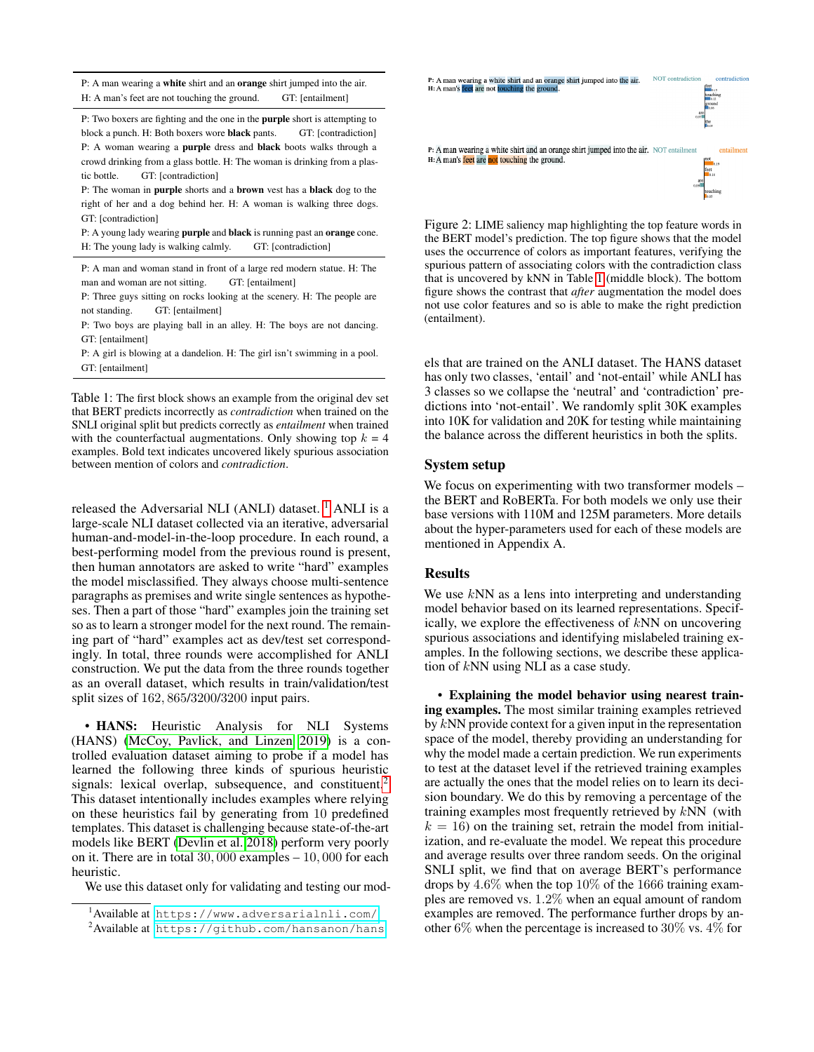| |
|---|
| P: A man wearing a **white** shirt and an **orange** shirt jumped into the air. H: A man's feet are not touching the ground. GT: [entailment] |
| P: Two boxers are fighting and the one in the **purple** short is attempting to block a punch. H: Both boxers wore **black** pants. GT: [contradiction] |
| P: A woman wearing a **purple** dress and **black** boots walks through a crowd drinking from a glass bottle. H: The woman is drinking from a plastic bottle. GT: [contradiction] |
| P: The woman in **purple** shorts and a **brown** vest has a **black** dog to the right of her and a dog behind her. H: A woman is walking three dogs. GT: [contradiction] |
| P: A young lady wearing **purple** and **black** is running past an **orange** cone. H: The young lady is walking calmly. GT: [contradiction] |
| P: A man and woman stand in front of a large red modern statue. H: The man and woman are not sitting. GT: [entailment] |
| P: Three guys sitting on rocks looking at the scenery. H: The people are not standing. GT: [entailment] |
| P: Two boys are playing ball in an alley. H: The boys are not dancing. GT: [entailment] |
| P: A girl is blowing at a dandelion. H: The girl isn't swimming in a pool. GT: [entailment] |

Table 1: The first block shows an example from the original dev set that BERT predicts incorrectly as *contradiction* when trained on the SNLI original split but predicts correctly as *entailment* when trained with the counterfactual augmentations. Only showing top $k$ = 4 examples. Bold text indicates uncovered likely spurious association between mention of colors and *contradiction*.

released the Adversarial NLI (ANLI) dataset.[1] ANLI is a large-scale NLI dataset collected via an iterative, adversarial human-and-model-in-the-loop procedure. In each round, a best-performing model from the previous round is present, then human annotators are asked to write "hard" examples the model misclassified. They always choose multi-sentence paragraphs as premises and write single sentences as hypotheses. Then a part of those "hard" examples join the training set so as to learn a stronger model for the next round. The remaining part of "hard" examples act as dev/test set correspondingly. In total, three rounds were accomplished for ANLI construction. We put the data from the three rounds together as an overall dataset, which results in train/validation/test split sizes of 162, 865/3200/3200 input pairs.

• **HANS:** Heuristic Analysis for NLI Systems (HANS) (McCoy, Pavlick, and Linzen 2019) is a controlled evaluation dataset aiming to probe if a model has learned the following three kinds of spurious heuristic signals: lexical overlap, subsequence, and constituent.[2] This dataset intentionally includes examples where relying on these heuristics fail by generating from 10 predefined templates. This dataset is challenging because state-of-the-art models like BERT (Devlin et al. 2018) perform very poorly on it. There are in total 30, 000 examples – 10, 000 for each heuristic.

We use this dataset only for validating and testing our models that are trained on the ANLI dataset. The HANS dataset has only two classes, 'entail' and 'not-entail' while ANLI has 3 classes so we collapse the 'neutral' and 'contradiction' predictions into 'not-entail'. We randomly split 30K examples into 10K for validation and 20K for testing while maintaining the balance across the different heuristics in both the splits.

[1] Available at https://www.adversarialnli.com/

[2] Available at https://github.com/hansanon/hans

Figure 2: LIME saliency map highlighting the top feature words in the BERT model's prediction. The top figure shows that the model uses the occurrence of colors as important features, verifying the spurious pattern of associating colors with the contradiction class that is uncovered by kNN in Table 1 (middle block). The bottom figure shows the contrast that *after* augmentation the model does not use color features and so is able to make the right prediction (entailment).

## System setup

We focus on experimenting with two transformer models – the BERT and RoBERTa. For both models we only use their base versions with 110M and 125M parameters. More details about the hyper-parameters used for each of these models are mentioned in Appendix A.

## Results

We use $k$NN as a lens into interpreting and understanding model behavior based on its learned representations. Specifically, we explore the effectiveness of $k$NN on uncovering spurious associations and identifying mislabeled training examples. In the following sections, we describe these application of $k$NN using NLI as a case study.

• **Explaining the model behavior using nearest training examples.** The most similar training examples retrieved by $k$NN provide context for a given input in the representation space of the model, thereby providing an understanding for why the model made a certain prediction. We run experiments to test at the dataset level if the retrieved training examples are actually the ones that the model relies on to learn its decision boundary. We do this by removing a percentage of the training examples most frequently retrieved by $k$NN (with $k$ = 16) on the training set, retrain the model from initialization, and re-evaluate the model. We repeat this procedure and average results over three random seeds. On the original SNLI split, we find that on average BERT's performance drops by 4.6% when the top 10% of the 1666 training examples are removed vs. 1.2% when an equal amount of random examples are removed. The performance further drops by another 6% when the percentage is increased to 30% vs. 4% for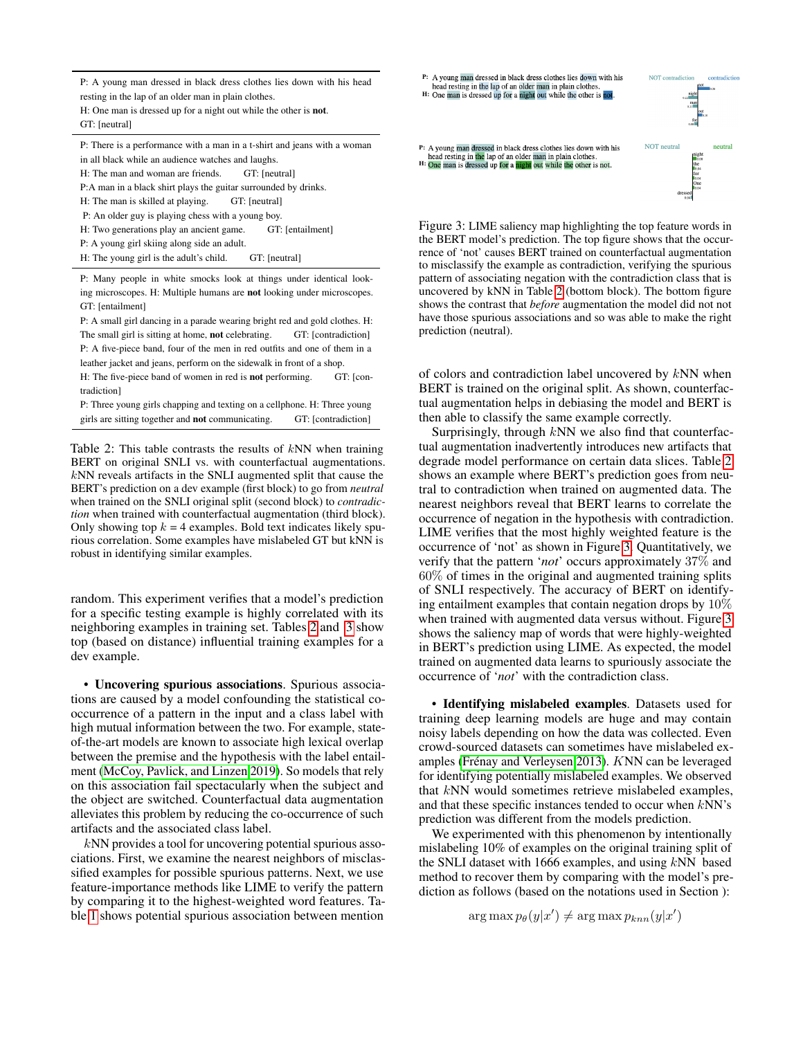P: A young man dressed in black dress clothes lies down with his head resting in the lap of an older man in plain clothes.
H: One man is dressed up for a night out while the other is **not**.
GT: [neutral]

P: There is a performance with a man in a t-shirt and jeans with a woman in all black while an audience watches and laughs.
H: The man and woman are friends. GT: [neutral]
P:A man in a black shirt plays the guitar surrounded by drinks.
H: The man is skilled at playing. GT: [neutral]
P: An older guy is playing chess with a young boy.
H: Two generations play an ancient game. GT: [entailment]
P: A young girl skiing along side an adult.
H: The young girl is the adult's child. GT: [neutral]

P: Many people in white smocks look at things under identical looking microscopes. H: Multiple humans are **not** looking under microscopes. GT: [entailment]
P: A small girl dancing in a parade wearing bright red and gold clothes. H: The small girl is sitting at home, **not** celebrating. GT: [contradiction]
P: A five-piece band, four of the men in red outfits and one of them in a leather jacket and jeans, perform on the sidewalk in front of a shop.
H: The five-piece band of women in red is **not** performing. GT: [contradiction]
P: Three young girls chapping and texting on a cellphone. H: Three young girls are sitting together and **not** communicating. GT: [contradiction]

Table 2: This table contrasts the results of $k$NN when training BERT on original SNLI vs. with counterfactual augmentations. $k$NN reveals artifacts in the SNLI augmented split that cause the BERT's prediction on a dev example (first block) to go from *neutral* when trained on the SNLI original split (second block) to *contradiction* when trained with counterfactual augmentation (third block). Only showing top $k = 4$ examples. Bold text indicates likely spurious correlation. Some examples have mislabeled GT but kNN is robust in identifying similar examples.

random. This experiment verifies that a model's prediction for a specific testing example is highly correlated with its neighboring examples in training set. Tables 2 and 3 show top (based on distance) influential training examples for a dev example.

- **Uncovering spurious associations**. Spurious associations are caused by a model confounding the statistical co-occurrence of a pattern in the input and a class label with high mutual information between the two. For example, state-of-the-art models are known to associate high lexical overlap between the premise and the hypothesis with the label entailment (McCoy, Pavlick, and Linzen 2019). So models that rely on this association fail spectacularly when the subject and the object are switched. Counterfactual data augmentation alleviates this problem by reducing the co-occurrence of such artifacts and the associated class label.

$k$NN provides a tool for uncovering potential spurious associations. First, we examine the nearest neighbors of misclassified examples for possible spurious patterns. Next, we use feature-importance methods like LIME to verify the pattern by comparing it to the highest-weighted word features. Table 1 shows potential spurious association between mention

P: A young man dressed in black dress clothes lies down with his head resting in the lap of an older man in plain clothes.
H: One man is dressed up for a night out while the other is not.

Figure 3: LIME saliency map highlighting the top feature words in the BERT model's prediction. The top figure shows that the occurrence of 'not' causes BERT trained on counterfactual augmentation to misclassify the example as contradiction, verifying the spurious pattern of associating negation with the contradiction class that is uncovered by kNN in Table 2 (bottom block). The bottom figure shows the contrast that *before* augmentation the model did not not have those spurious associations and so was able to make the right prediction (neutral).

of colors and contradiction label uncovered by $k$NN when BERT is trained on the original split. As shown, counterfactual augmentation helps in debiasing the model and BERT is then able to classify the same example correctly.

Surprisingly, through $k$NN we also find that counterfactual augmentation inadvertently introduces new artifacts that degrade model performance on certain data slices. Table 2 shows an example where BERT's prediction goes from neutral to contradiction when trained on augmented data. The nearest neighbors reveal that BERT learns to correlate the occurrence of negation in the hypothesis with contradiction. LIME verifies that the most highly weighted feature is the occurrence of 'not' as shown in Figure 3. Quantitatively, we verify that the pattern '*not*' occurs approximately 37% and 60% of times in the original and augmented training splits of SNLI respectively. The accuracy of BERT on identifying entailment examples that contain negation drops by 10% when trained with augmented data versus without. Figure 3 shows the saliency map of words that were highly-weighted in BERT's prediction using LIME. As expected, the model trained on augmented data learns to spuriously associate the occurrence of '*not*' with the contradiction class.

- **Identifying mislabeled examples**. Datasets used for training deep learning models are huge and may contain noisy labels depending on how the data was collected. Even crowd-sourced datasets can sometimes have mislabeled examples (Frénay and Verleysen 2013). $K$NN can be leveraged for identifying potentially mislabeled examples. We observed that $k$NN would sometimes retrieve mislabeled examples, and that these specific instances tended to occur when $k$NN's prediction was different from the models prediction.

We experimented with this phenomenon by intentionally mislabeling 10% of examples on the original training split of the SNLI dataset with 1666 examples, and using $k$NN based method to recover them by comparing with the model's prediction as follows (based on the notations used in Section ):

$$\arg\max p_\theta(y|x') \neq \arg\max p_{knn}(y|x')$$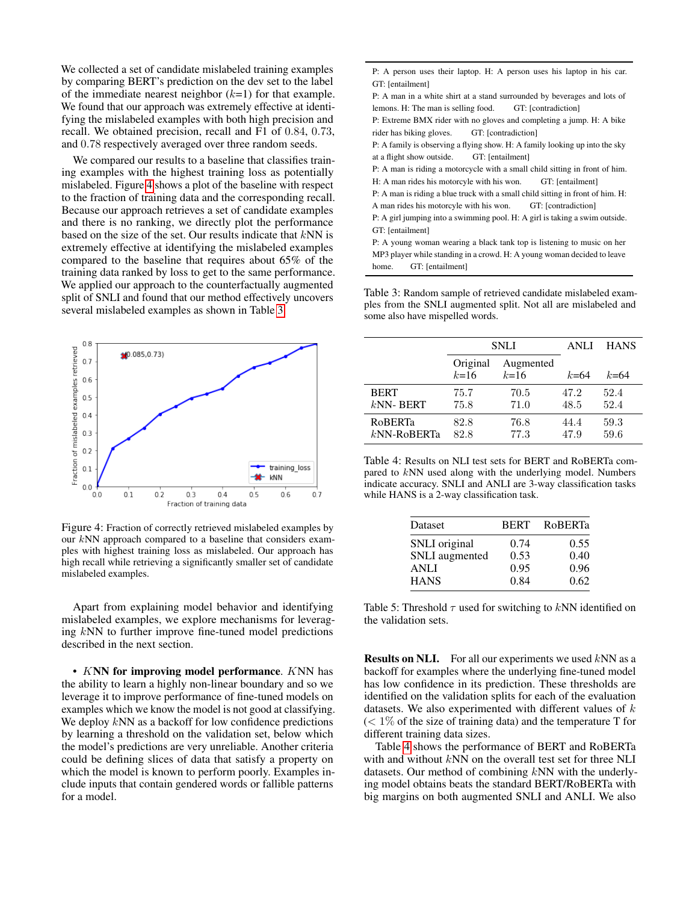We collected a set of candidate mislabeled training examples by comparing BERT's prediction on the dev set to the label of the immediate nearest neighbor ($k$=1) for that example. We found that our approach was extremely effective at identifying the mislabeled examples with both high precision and recall. We obtained precision, recall and F1 of 0.84, 0.73, and 0.78 respectively averaged over three random seeds.

We compared our results to a baseline that classifies training examples with the highest training loss as potentially mislabeled. Figure 4 shows a plot of the baseline with respect to the fraction of training data and the corresponding recall. Because our approach retrieves a set of candidate examples and there is no ranking, we directly plot the performance based on the size of the set. Our results indicate that $k$NN is extremely effective at identifying the mislabeled examples compared to the baseline that requires about 65% of the training data ranked by loss to get to the same performance. We applied our approach to the counterfactually augmented split of SNLI and found that our method effectively uncovers several mislabeled examples as shown in Table 3.

Figure 4: Fraction of correctly retrieved mislabeled examples by our $k$NN approach compared to a baseline that considers examples with highest training loss as mislabeled. Our approach has high recall while retrieving a significantly smaller set of candidate mislabeled examples.

Apart from explaining model behavior and identifying mislabeled examples, we explore mechanisms for leveraging $k$NN to further improve fine-tuned model predictions described in the next section.

- ***K*NN for improving model performance**. $K$NN has the ability to learn a highly non-linear boundary and so we leverage it to improve performance of fine-tuned models on examples which we know the model is not good at classifying. We deploy $k$NN as a backoff for low confidence predictions by learning a threshold on the validation set, below which the model's predictions are very unreliable. Another criteria could be defining slices of data that satisfy a property on which the model is known to perform poorly. Examples include inputs that contain gendered words or fallible patterns for a model.

P: A person uses their laptop. H: A person uses his laptop in his car. GT: [entailment]
P: A man in a white shirt at a stand surrounded by beverages and lots of lemons. H: The man is selling food. GT: [contradiction]
P: Extreme BMX rider with no gloves and completing a jump. H: A bike rider has biking gloves. GT: [contradiction]
P: A family is observing a flying show. H: A family looking up into the sky at a flight show outside. GT: [entailment]
P: A man is riding a motorcycle with a small child sitting in front of him. H: A man rides his motorcycle with his won. GT: [entailment]
P: A man is riding a blue truck with a small child sitting in front of him. H: A man rides his motorcycle with his won. GT: [contradiction]
P: A girl jumping into a swimming pool. H: A girl is taking a swim outside. GT: [entailment]
P: A young woman wearing a black tank top is listening to music on her MP3 player while standing in a crowd. H: A young woman decided to leave home. GT: [entailment]

Table 3: Random sample of retrieved candidate mislabeled examples from the SNLI augmented split. Not all are mislabeled and some also have mispelled words.

| | SNLI | | ANLI | HANS |
|---|---|---|---|---|
| | Original $k$=16 | Augmented $k$=16 | $k$=64 | $k$=64 |
| BERT | 75.7 | 70.5 | 47.2 | 52.4 |
| $k$NN- BERT | 75.8 | 71.0 | 48.5 | 52.4 |
| RoBERTa | 82.8 | 76.8 | 44.4 | 59.3 |
| $k$NN-RoBERTa | 82.8 | 77.3 | 47.9 | 59.6 |

Table 4: Results on NLI test sets for BERT and RoBERTa compared to $k$NN used along with the underlying model. Numbers indicate accuracy. SNLI and ANLI are 3-way classification tasks while HANS is a 2-way classification task.

| Dataset | BERT | RoBERTa |
|---|---|---|
| SNLI original | 0.74 | 0.55 |
| SNLI augmented | 0.53 | 0.40 |
| ANLI | 0.95 | 0.96 |
| HANS | 0.84 | 0.62 |

Table 5: Threshold $\tau$ used for switching to $k$NN identified on the validation sets.

**Results on NLI.** For all our experiments we used $k$NN as a backoff for examples where the underlying fine-tuned model has low confidence in its prediction. These thresholds are identified on the validation splits for each of the evaluation datasets. We also experimented with different values of $k$ ($< 1\%$ of the size of training data) and the temperature T for different training data sizes.

Table 4 shows the performance of BERT and RoBERTa with and without $k$NN on the overall test set for three NLI datasets. Our method of combining $k$NN with the underlying model obtains beats the standard BERT/RoBERTa with big margins on both augmented SNLI and ANLI. We also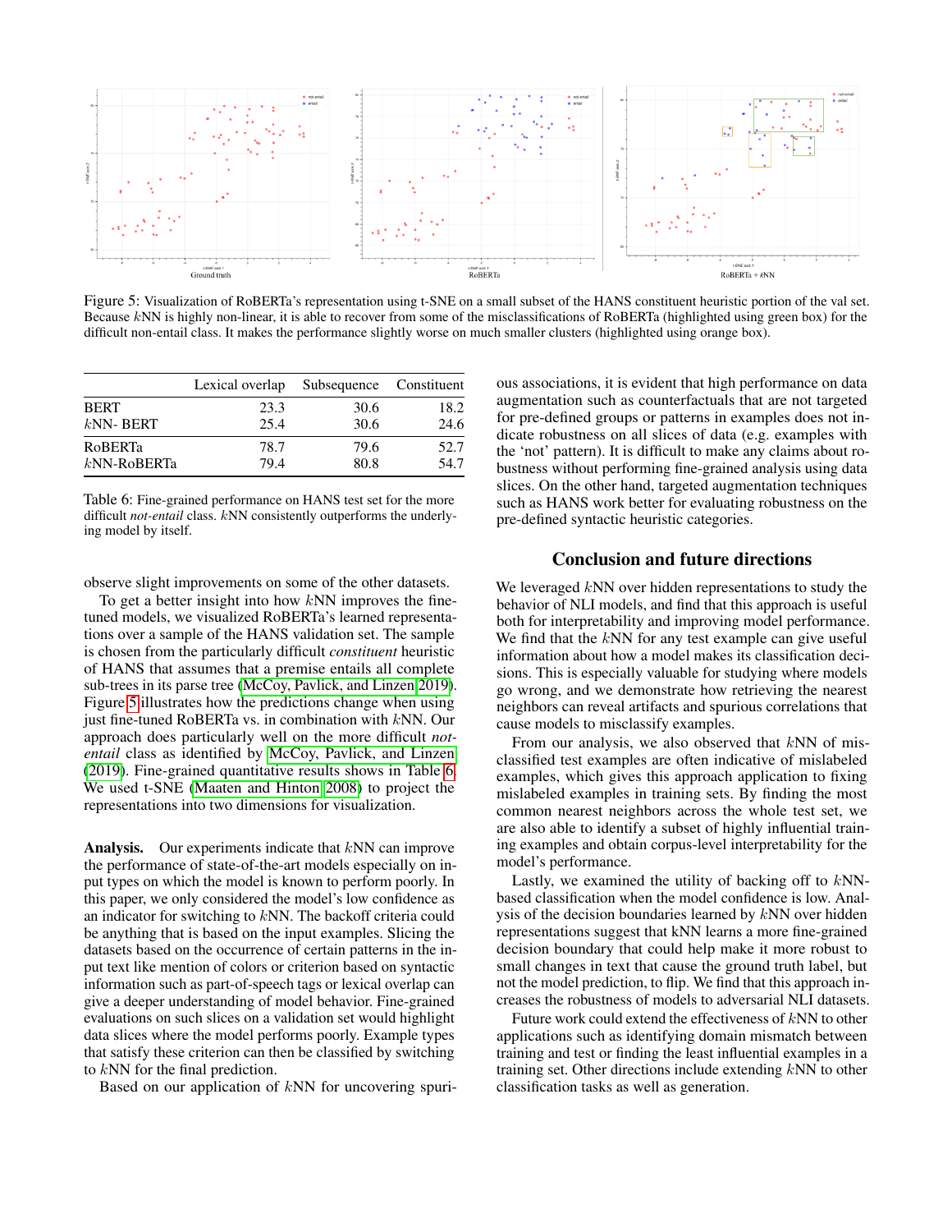Figure 5: Visualization of RoBERTa's representation using t-SNE on a small subset of the HANS constituent heuristic portion of the val set. Because $k$NN is highly non-linear, it is able to recover from some of the misclassifications of RoBERTa (highlighted using green box) for the difficult non-entail class. It makes the performance slightly worse on much smaller clusters (highlighted using orange box).

| | Lexical overlap | Subsequence | Constituent |
|---|---|---|---|
| BERT | 23.3 | 30.6 | 18.2 |
| $k$NN- BERT | 25.4 | 30.6 | 24.6 |
| RoBERTa | 78.7 | 79.6 | 52.7 |
| $k$NN-RoBERTa | 79.4 | 80.8 | 54.7 |

Table 6: Fine-grained performance on HANS test set for the more difficult *not-entail* class. $k$NN consistently outperforms the underlying model by itself.

observe slight improvements on some of the other datasets.

To get a better insight into how $k$NN improves the fine-tuned models, we visualized RoBERTa's learned representations over a sample of the HANS validation set. The sample is chosen from the particularly difficult *constituent* heuristic of HANS that assumes that a premise entails all complete sub-trees in its parse tree (McCoy, Pavlick, and Linzen 2019). Figure 5 illustrates how the predictions change when using just fine-tuned RoBERTa vs. in combination with $k$NN. Our approach does particularly well on the more difficult *not-entail* class as identified by McCoy, Pavlick, and Linzen (2019). Fine-grained quantitative results shows in Table 6. We used t-SNE (Maaten and Hinton 2008) to project the representations into two dimensions for visualization.

**Analysis.** Our experiments indicate that $k$NN can improve the performance of state-of-the-art models especially on input types on which the model is known to perform poorly. In this paper, we only considered the model's low confidence as an indicator for switching to $k$NN. The backoff criteria could be anything that is based on the input examples. Slicing the datasets based on the occurrence of certain patterns in the input text like mention of colors or criterion based on syntactic information such as part-of-speech tags or lexical overlap can give a deeper understanding of model behavior. Fine-grained evaluations on such slices on a validation set would highlight data slices where the model performs poorly. Example types that satisfy these criterion can then be classified by switching to $k$NN for the final prediction.

Based on our application of $k$NN for uncovering spurious associations, it is evident that high performance on data augmentation such as counterfactuals that are not targeted for pre-defined groups or patterns in examples does not indicate robustness on all slices of data (e.g. examples with the 'not' pattern). It is difficult to make any claims about robustness without performing fine-grained analysis using data slices. On the other hand, targeted augmentation techniques such as HANS work better for evaluating robustness on the pre-defined syntactic heuristic categories.

## Conclusion and future directions

We leveraged $k$NN over hidden representations to study the behavior of NLI models, and find that this approach is useful both for interpretability and improving model performance. We find that the $k$NN for any test example can give useful information about how a model makes its classification decisions. This is especially valuable for studying where models go wrong, and we demonstrate how retrieving the nearest neighbors can reveal artifacts and spurious correlations that cause models to misclassify examples.

From our analysis, we also observed that $k$NN of misclassified test examples are often indicative of mislabeled examples, which gives this approach application to fixing mislabeled examples in training sets. By finding the most common nearest neighbors across the whole test set, we are also able to identify a subset of highly influential training examples and obtain corpus-level interpretability for the model's performance.

Lastly, we examined the utility of backing off to $k$NN-based classification when the model confidence is low. Analysis of the decision boundaries learned by $k$NN over hidden representations suggest that kNN learns a more fine-grained decision boundary that could help make it more robust to small changes in text that cause the ground truth label, but not the model prediction, to flip. We find that this approach increases the robustness of models to adversarial NLI datasets.

Future work could extend the effectiveness of $k$NN to other applications such as identifying domain mismatch between training and test or finding the least influential examples in a training set. Other directions include extending $k$NN to other classification tasks as well as generation.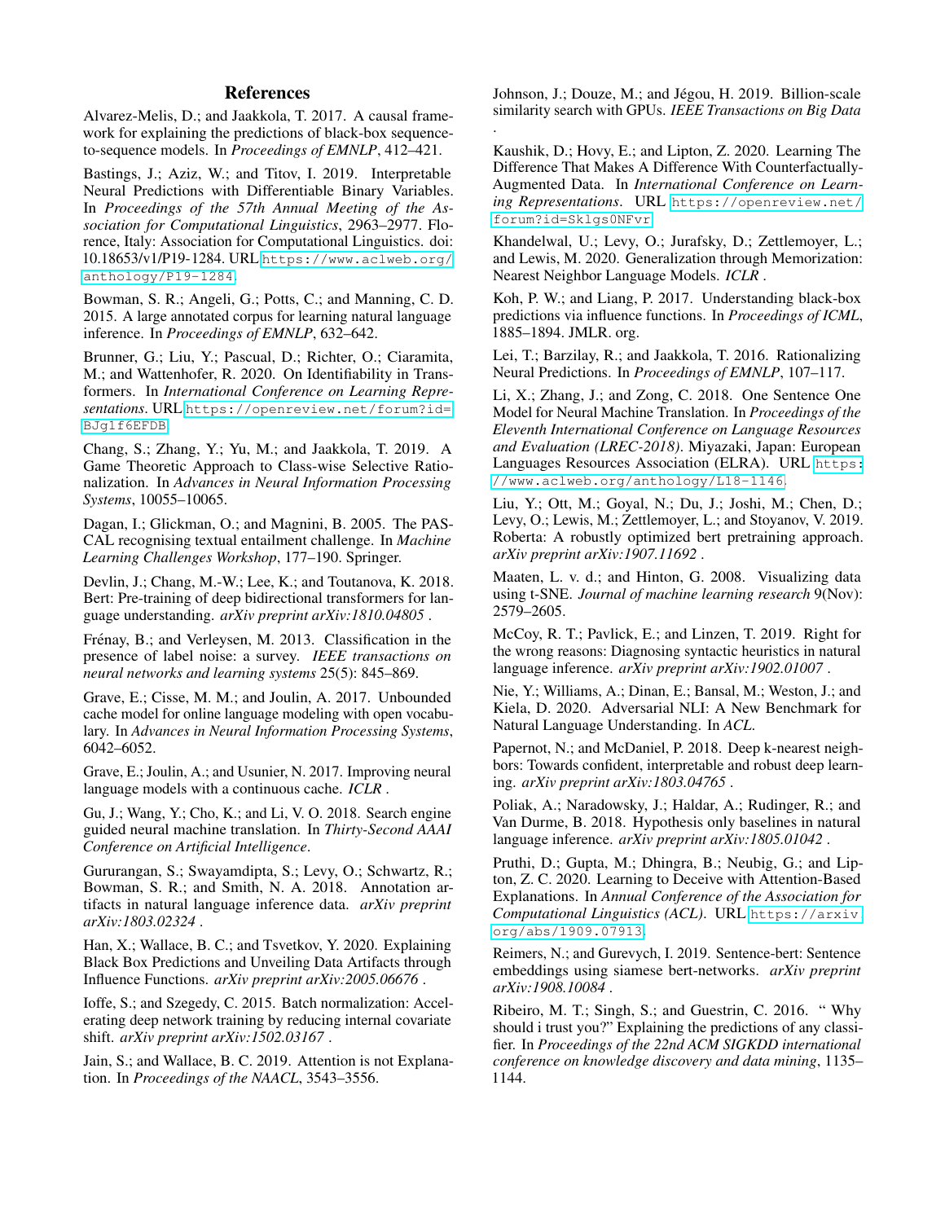## References

Alvarez-Melis, D.; and Jaakkola, T. 2017. A causal framework for explaining the predictions of black-box sequence-to-sequence models. In *Proceedings of EMNLP*, 412–421.

Bastings, J.; Aziz, W.; and Titov, I. 2019. Interpretable Neural Predictions with Differentiable Binary Variables. In *Proceedings of the 57th Annual Meeting of the Association for Computational Linguistics*, 2963–2977. Florence, Italy: Association for Computational Linguistics. doi: 10.18653/v1/P19-1284. URL https://www.aclweb.org/anthology/P19-1284.

Bowman, S. R.; Angeli, G.; Potts, C.; and Manning, C. D. 2015. A large annotated corpus for learning natural language inference. In *Proceedings of EMNLP*, 632–642.

Brunner, G.; Liu, Y.; Pascual, D.; Richter, O.; Ciaramita, M.; and Wattenhofer, R. 2020. On Identifiability in Transformers. In *International Conference on Learning Representations*. URL https://openreview.net/forum?id=BJg1f6EFDB.

Chang, S.; Zhang, Y.; Yu, M.; and Jaakkola, T. 2019. A Game Theoretic Approach to Class-wise Selective Rationalization. In *Advances in Neural Information Processing Systems*, 10055–10065.

Dagan, I.; Glickman, O.; and Magnini, B. 2005. The PASCAL recognising textual entailment challenge. In *Machine Learning Challenges Workshop*, 177–190. Springer.

Devlin, J.; Chang, M.-W.; Lee, K.; and Toutanova, K. 2018. Bert: Pre-training of deep bidirectional transformers for language understanding. *arXiv preprint arXiv:1810.04805* .

Frénay, B.; and Verleysen, M. 2013. Classification in the presence of label noise: a survey. *IEEE transactions on neural networks and learning systems* 25(5): 845–869.

Grave, E.; Cisse, M. M.; and Joulin, A. 2017. Unbounded cache model for online language modeling with open vocabulary. In *Advances in Neural Information Processing Systems*, 6042–6052.

Grave, E.; Joulin, A.; and Usunier, N. 2017. Improving neural language models with a continuous cache. *ICLR* .

Gu, J.; Wang, Y.; Cho, K.; and Li, V. O. 2018. Search engine guided neural machine translation. In *Thirty-Second AAAI Conference on Artificial Intelligence*.

Gururangan, S.; Swayamdipta, S.; Levy, O.; Schwartz, R.; Bowman, S. R.; and Smith, N. A. 2018. Annotation artifacts in natural language inference data. *arXiv preprint arXiv:1803.02324* .

Han, X.; Wallace, B. C.; and Tsvetkov, Y. 2020. Explaining Black Box Predictions and Unveiling Data Artifacts through Influence Functions. *arXiv preprint arXiv:2005.06676* .

Ioffe, S.; and Szegedy, C. 2015. Batch normalization: Accelerating deep network training by reducing internal covariate shift. *arXiv preprint arXiv:1502.03167* .

Jain, S.; and Wallace, B. C. 2019. Attention is not Explanation. In *Proceedings of the NAACL*, 3543–3556.

Johnson, J.; Douze, M.; and Jégou, H. 2019. Billion-scale similarity search with GPUs. *IEEE Transactions on Big Data* .

Kaushik, D.; Hovy, E.; and Lipton, Z. 2020. Learning The Difference That Makes A Difference With Counterfactually-Augmented Data. In *International Conference on Learning Representations*. URL https://openreview.net/forum?id=Sklgs0NFvr.

Khandelwal, U.; Levy, O.; Jurafsky, D.; Zettlemoyer, L.; and Lewis, M. 2020. Generalization through Memorization: Nearest Neighbor Language Models. *ICLR* .

Koh, P. W.; and Liang, P. 2017. Understanding black-box predictions via influence functions. In *Proceedings of ICML*, 1885–1894. JMLR. org.

Lei, T.; Barzilay, R.; and Jaakkola, T. 2016. Rationalizing Neural Predictions. In *Proceedings of EMNLP*, 107–117.

Li, X.; Zhang, J.; and Zong, C. 2018. One Sentence One Model for Neural Machine Translation. In *Proceedings of the Eleventh International Conference on Language Resources and Evaluation (LREC-2018)*. Miyazaki, Japan: European Languages Resources Association (ELRA). URL https://www.aclweb.org/anthology/L18-1146.

Liu, Y.; Ott, M.; Goyal, N.; Du, J.; Joshi, M.; Chen, D.; Levy, O.; Lewis, M.; Zettlemoyer, L.; and Stoyanov, V. 2019. Roberta: A robustly optimized bert pretraining approach. *arXiv preprint arXiv:1907.11692* .

Maaten, L. v. d.; and Hinton, G. 2008. Visualizing data using t-SNE. *Journal of machine learning research* 9(Nov): 2579–2605.

McCoy, R. T.; Pavlick, E.; and Linzen, T. 2019. Right for the wrong reasons: Diagnosing syntactic heuristics in natural language inference. *arXiv preprint arXiv:1902.01007* .

Nie, Y.; Williams, A.; Dinan, E.; Bansal, M.; Weston, J.; and Kiela, D. 2020. Adversarial NLI: A New Benchmark for Natural Language Understanding. In *ACL*.

Papernot, N.; and McDaniel, P. 2018. Deep k-nearest neighbors: Towards confident, interpretable and robust deep learning. *arXiv preprint arXiv:1803.04765* .

Poliak, A.; Naradowsky, J.; Haldar, A.; Rudinger, R.; and Van Durme, B. 2018. Hypothesis only baselines in natural language inference. *arXiv preprint arXiv:1805.01042* .

Pruthi, D.; Gupta, M.; Dhingra, B.; Neubig, G.; and Lipton, Z. C. 2020. Learning to Deceive with Attention-Based Explanations. In *Annual Conference of the Association for Computational Linguistics (ACL)*. URL https://arxiv.org/abs/1909.07913.

Reimers, N.; and Gurevych, I. 2019. Sentence-bert: Sentence embeddings using siamese bert-networks. *arXiv preprint arXiv:1908.10084* .

Ribeiro, M. T.; Singh, S.; and Guestrin, C. 2016. " Why should i trust you?" Explaining the predictions of any classifier. In *Proceedings of the 22nd ACM SIGKDD international conference on knowledge discovery and data mining*, 1135–1144.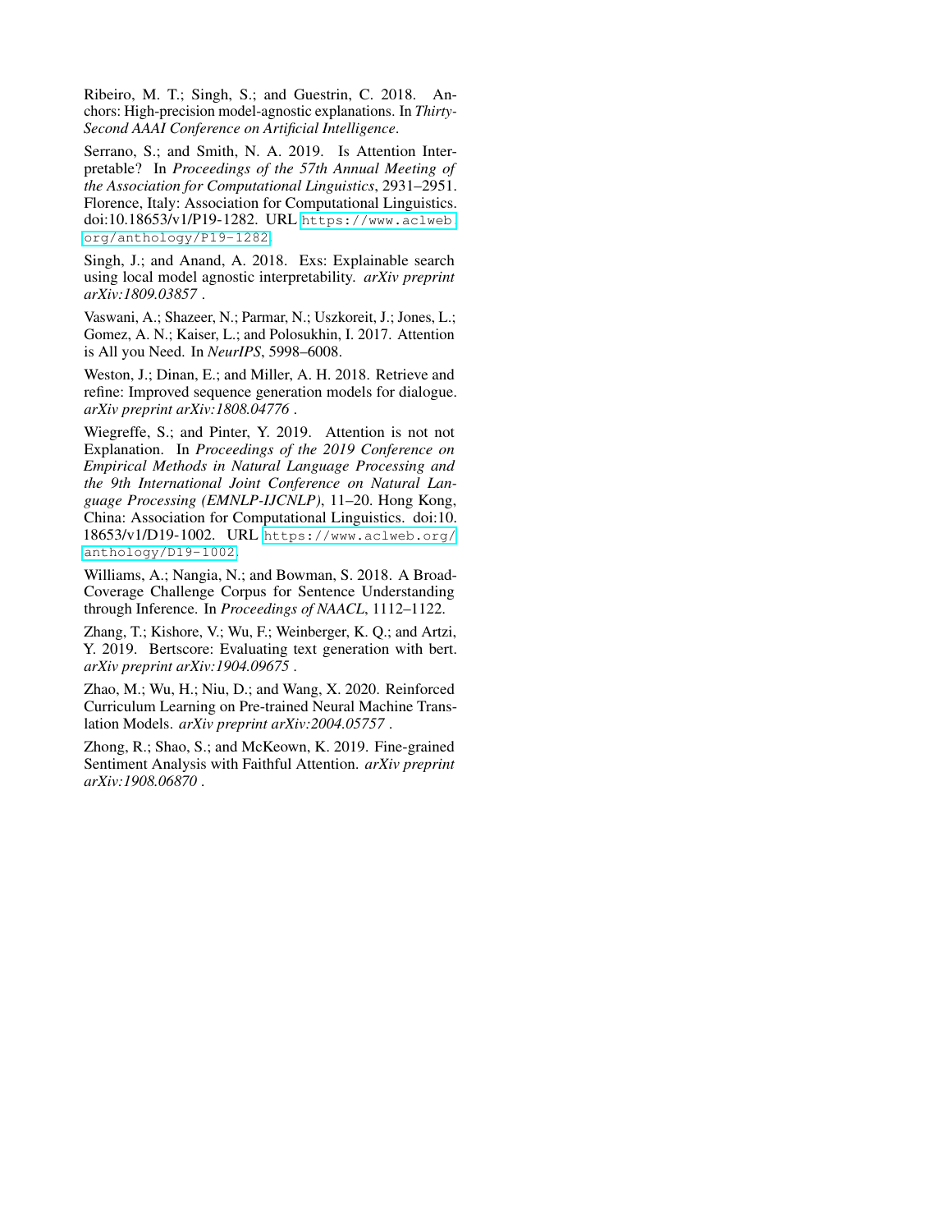Ribeiro, M. T.; Singh, S.; and Guestrin, C. 2018. Anchors: High-precision model-agnostic explanations. In *Thirty-Second AAAI Conference on Artificial Intelligence*.

Serrano, S.; and Smith, N. A. 2019. Is Attention Interpretable? In *Proceedings of the 57th Annual Meeting of the Association for Computational Linguistics*, 2931–2951. Florence, Italy: Association for Computational Linguistics. doi:10.18653/v1/P19-1282. URL https://www.aclweb.org/anthology/P19-1282.

Singh, J.; and Anand, A. 2018. Exs: Explainable search using local model agnostic interpretability. *arXiv preprint arXiv:1809.03857* .

Vaswani, A.; Shazeer, N.; Parmar, N.; Uszkoreit, J.; Jones, L.; Gomez, A. N.; Kaiser, L.; and Polosukhin, I. 2017. Attention is All you Need. In *NeurIPS*, 5998–6008.

Weston, J.; Dinan, E.; and Miller, A. H. 2018. Retrieve and refine: Improved sequence generation models for dialogue. *arXiv preprint arXiv:1808.04776* .

Wiegreffe, S.; and Pinter, Y. 2019. Attention is not not Explanation. In *Proceedings of the 2019 Conference on Empirical Methods in Natural Language Processing and the 9th International Joint Conference on Natural Language Processing (EMNLP-IJCNLP)*, 11–20. Hong Kong, China: Association for Computational Linguistics. doi:10.18653/v1/D19-1002. URL https://www.aclweb.org/anthology/D19-1002.

Williams, A.; Nangia, N.; and Bowman, S. 2018. A Broad-Coverage Challenge Corpus for Sentence Understanding through Inference. In *Proceedings of NAACL*, 1112–1122.

Zhang, T.; Kishore, V.; Wu, F.; Weinberger, K. Q.; and Artzi, Y. 2019. Bertscore: Evaluating text generation with bert. *arXiv preprint arXiv:1904.09675* .

Zhao, M.; Wu, H.; Niu, D.; and Wang, X. 2020. Reinforced Curriculum Learning on Pre-trained Neural Machine Translation Models. *arXiv preprint arXiv:2004.05757* .

Zhong, R.; Shao, S.; and McKeown, K. 2019. Fine-grained Sentiment Analysis with Faithful Attention. *arXiv preprint arXiv:1908.06870* .